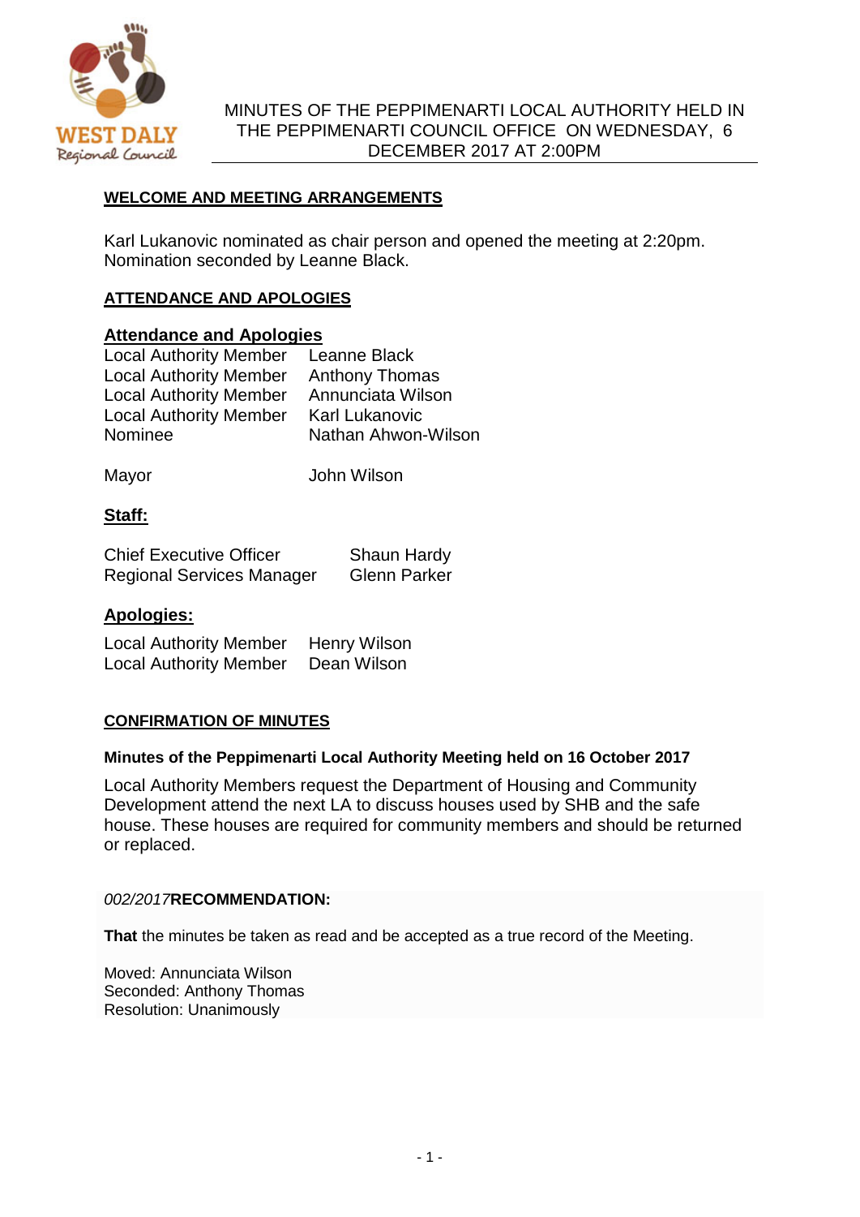# MINUTES OF THE PEPPIMENARTI LOCAL AUTHORITY HELD IN THE PEPPIMENARTI COUNCIL OFFICE ON WEDNESDAY, 6 DECEMBER 2017 AT 2:00PM

## WELCOME AND MEETING ARRANGEMENTS

Karl Lukanovic nominated as chair person and opened the meeting at 2:20pm. Nomination seconded by Leanne Black.

## ATTENDANCE AND APOLOGIES

### Attendance and Apologies

| | |
|---|---|
| Local Authority Member | Leanne Black |
| Local Authority Member | Anthony Thomas |
| Local Authority Member | Annunciata Wilson |
| Local Authority Member | Karl Lukanovic |
| Nominee | Nathan Ahwon-Wilson |
| Mayor | John Wilson |

### Staff:

| | |
|---|---|
| Chief Executive Officer | Shaun Hardy |
| Regional Services Manager | Glenn Parker |

### Apologies:

| | |
|---|---|
| Local Authority Member | Henry Wilson |
| Local Authority Member | Dean Wilson |

## CONFIRMATION OF MINUTES

**Minutes of the Peppimenarti Local Authority Meeting held on 16 October 2017**

Local Authority Members request the Department of Housing and Community Development attend the next LA to discuss houses used by SHB and the safe house. These houses are required for community members and should be returned or replaced.

*002/2017***RECOMMENDATION:**

**That** the minutes be taken as read and be accepted as a true record of the Meeting.

Moved: Annunciata Wilson
Seconded: Anthony Thomas
Resolution: Unanimously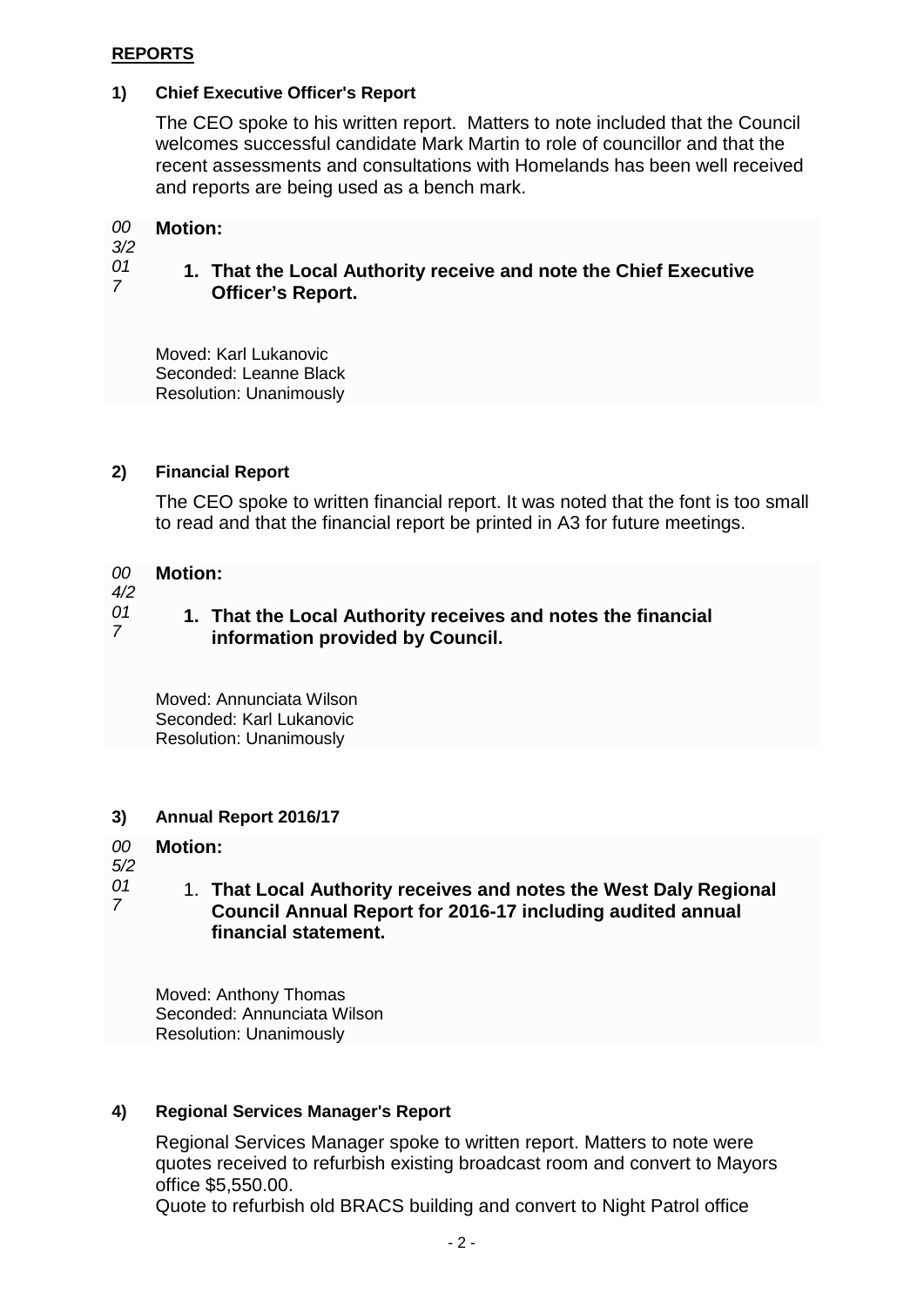**REPORTS**

**1) Chief Executive Officer's Report**

The CEO spoke to his written report. Matters to note included that the Council welcomes successful candidate Mark Martin to role of councillor and that the recent assessments and consultations with Homelands has been well received and reports are being used as a bench mark.

*003/2017*

**Motion:**

1. **That the Local Authority receive and note the Chief Executive Officer's Report.**

Moved: Karl Lukanovic
Seconded: Leanne Black
Resolution: Unanimously

**2) Financial Report**

The CEO spoke to written financial report. It was noted that the font is too small to read and that the financial report be printed in A3 for future meetings.

*004/2017*

**Motion:**

1. **That the Local Authority receives and notes the financial information provided by Council.**

Moved: Annunciata Wilson
Seconded: Karl Lukanovic
Resolution: Unanimously

**3) Annual Report 2016/17**

*005/2017*

**Motion:**

1. **That Local Authority receives and notes the West Daly Regional Council Annual Report for 2016-17 including audited annual financial statement.**

Moved: Anthony Thomas
Seconded: Annunciata Wilson
Resolution: Unanimously

**4) Regional Services Manager's Report**

Regional Services Manager spoke to written report. Matters to note were quotes received to refurbish existing broadcast room and convert to Mayors office $5,550.00.
Quote to refurbish old BRACS building and convert to Night Patrol office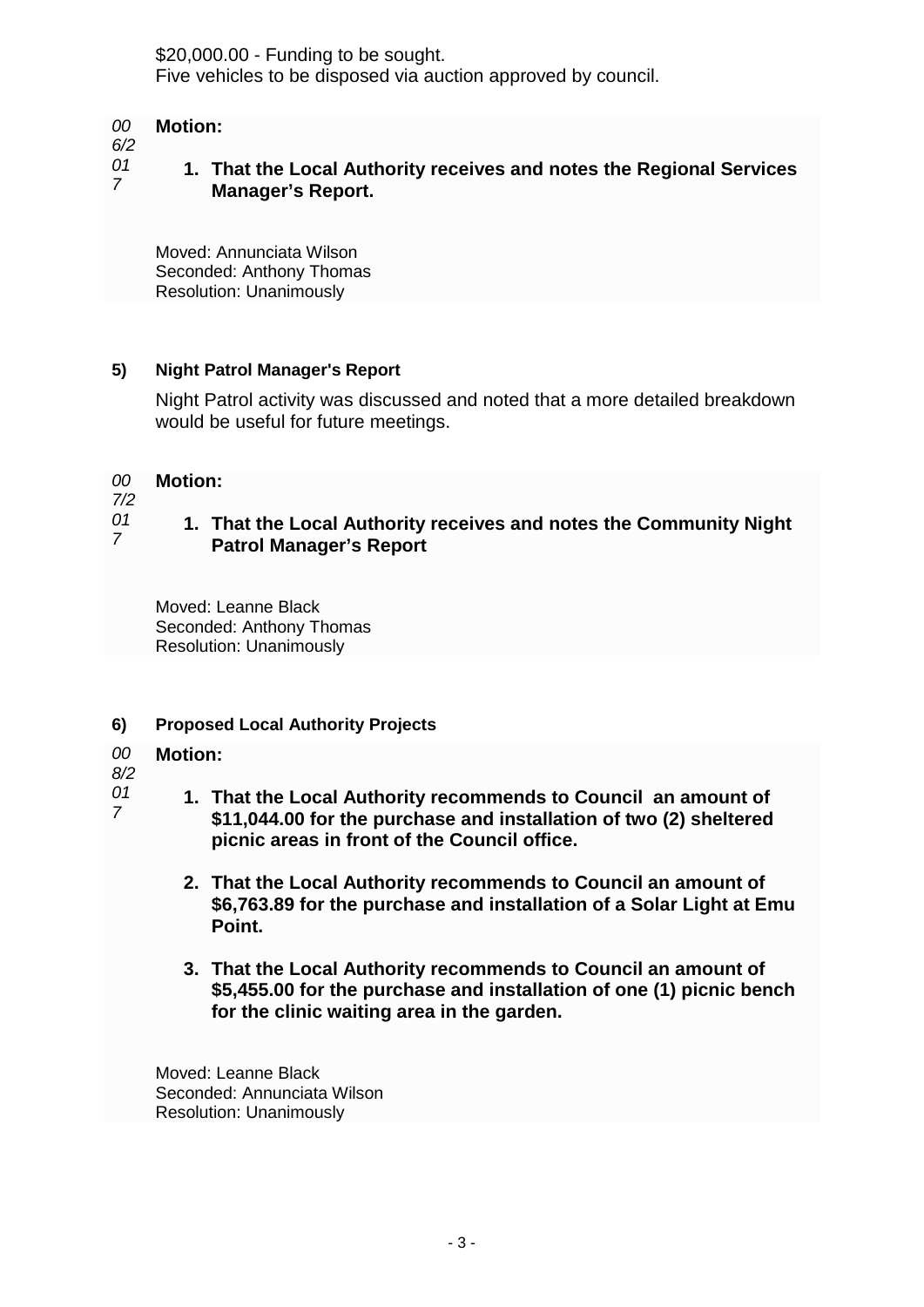$20,000.00 - Funding to be sought.
Five vehicles to be disposed via auction approved by council.

*006/2017*

**Motion:**

1. **That the Local Authority receives and notes the Regional Services Manager's Report.**

Moved: Annunciata Wilson
Seconded: Anthony Thomas
Resolution: Unanimously

**5) Night Patrol Manager's Report**

Night Patrol activity was discussed and noted that a more detailed breakdown would be useful for future meetings.

*007/2017*

**Motion:**

1. **That the Local Authority receives and notes the Community Night Patrol Manager's Report**

Moved: Leanne Black
Seconded: Anthony Thomas
Resolution: Unanimously

**6) Proposed Local Authority Projects**

*008/2017*

**Motion:**

1. **That the Local Authority recommends to Council an amount of $11,044.00 for the purchase and installation of two (2) sheltered picnic areas in front of the Council office.**

2. **That the Local Authority recommends to Council an amount of $6,763.89 for the purchase and installation of a Solar Light at Emu Point.**

3. **That the Local Authority recommends to Council an amount of $5,455.00 for the purchase and installation of one (1) picnic bench for the clinic waiting area in the garden.**

Moved: Leanne Black
Seconded: Annunciata Wilson
Resolution: Unanimously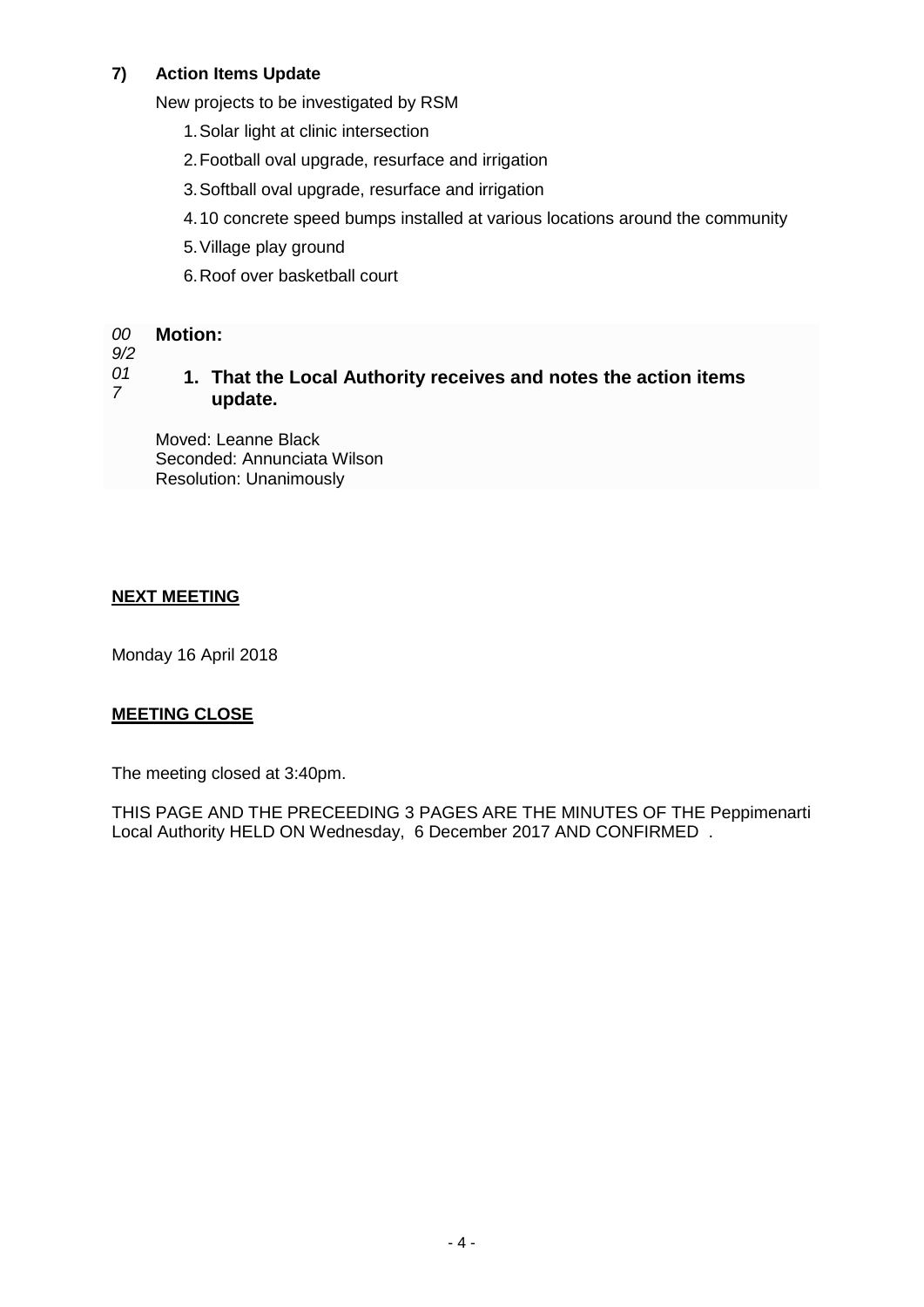**7) Action Items Update**

New projects to be investigated by RSM

1. Solar light at clinic intersection
2. Football oval upgrade, resurface and irrigation
3. Softball oval upgrade, resurface and irrigation
4. 10 concrete speed bumps installed at various locations around the community
5. Village play ground
6. Roof over basketball court

*009/2017* **Motion:**

1. **That the Local Authority receives and notes the action items update.**

Moved: Leanne Black
Seconded: Annunciata Wilson
Resolution: Unanimously

**NEXT MEETING**

Monday 16 April 2018

**MEETING CLOSE**

The meeting closed at 3:40pm.

THIS PAGE AND THE PRECEEDING 3 PAGES ARE THE MINUTES OF THE Peppimenarti Local Authority HELD ON Wednesday, 6 December 2017 AND CONFIRMED .